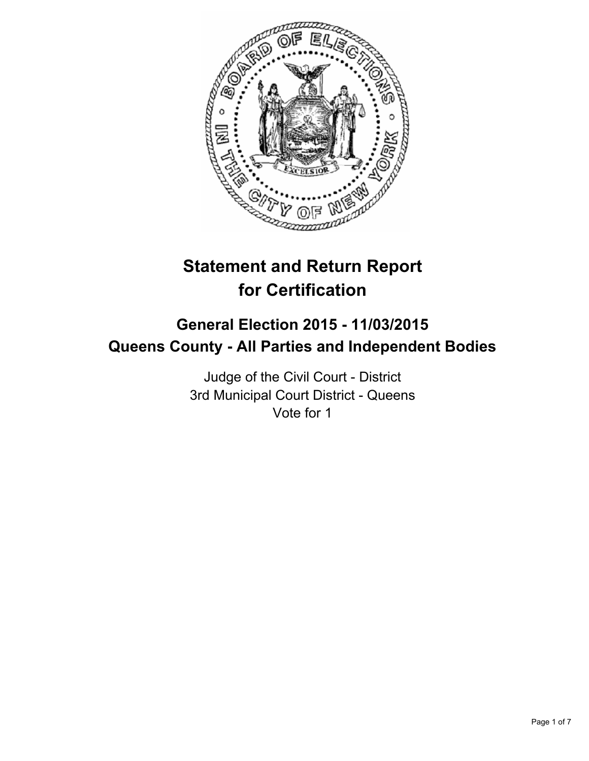# Statement and Return Report for Certification

## General Election 2015 - 11/03/2015
## Queens County - All Parties and Independent Bodies

Judge of the Civil Court - District
3rd Municipal Court District - Queens
Vote for 1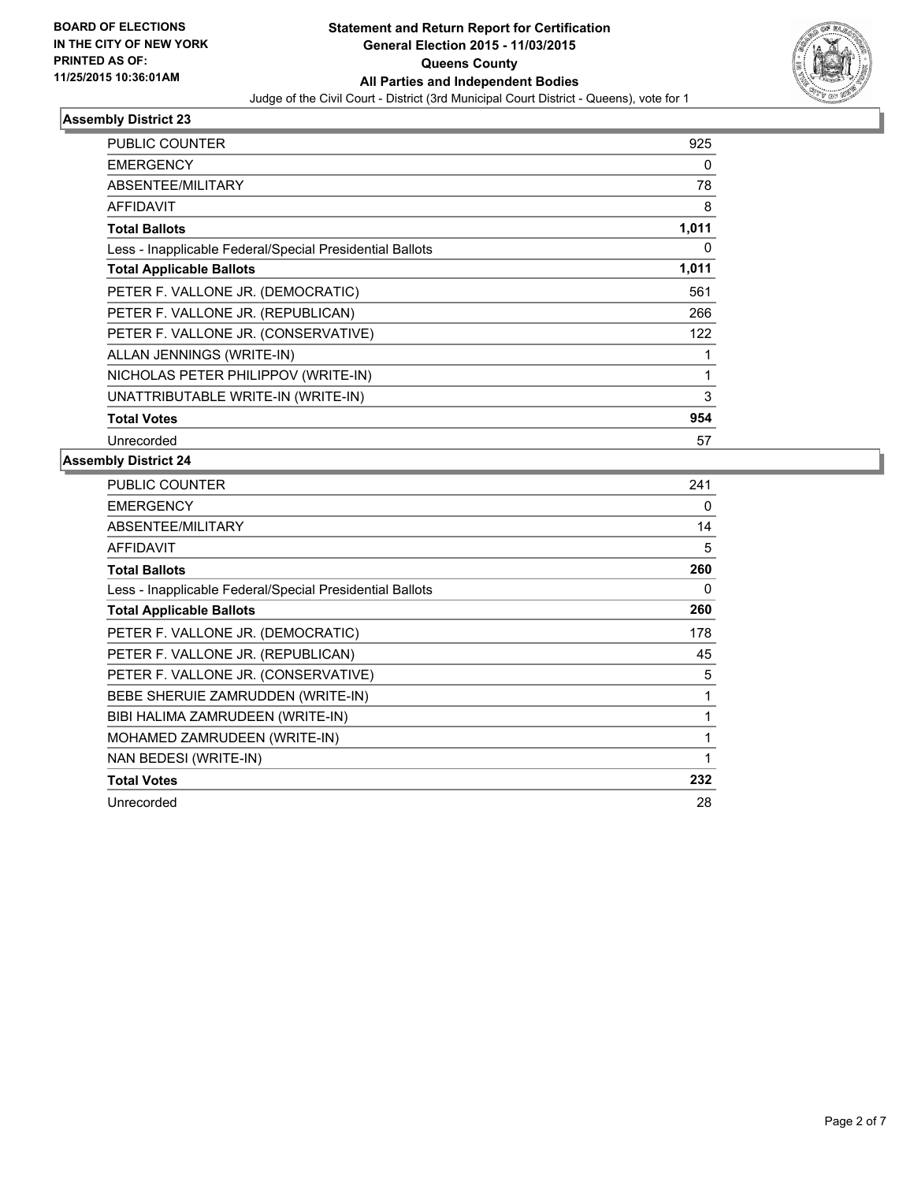**BOARD OF ELECTIONS IN THE CITY OF NEW YORK PRINTED AS OF: 11/25/2015 10:36:01AM**

**Statement and Return Report for Certification**
**General Election 2015 - 11/03/2015**
**Queens County**
**All Parties and Independent Bodies**
Judge of the Civil Court - District (3rd Municipal Court District - Queens), vote for 1

## Assembly District 23

| | |
|---|---|
| PUBLIC COUNTER | 925 |
| EMERGENCY | 0 |
| ABSENTEE/MILITARY | 78 |
| AFFIDAVIT | 8 |
| **Total Ballots** | **1,011** |
| Less - Inapplicable Federal/Special Presidential Ballots | 0 |
| **Total Applicable Ballots** | **1,011** |
| PETER F. VALLONE JR. (DEMOCRATIC) | 561 |
| PETER F. VALLONE JR. (REPUBLICAN) | 266 |
| PETER F. VALLONE JR. (CONSERVATIVE) | 122 |
| ALLAN JENNINGS (WRITE-IN) | 1 |
| NICHOLAS PETER PHILIPPOV (WRITE-IN) | 1 |
| UNATTRIBUTABLE WRITE-IN (WRITE-IN) | 3 |
| **Total Votes** | **954** |
| Unrecorded | 57 |

## Assembly District 24

| | |
|---|---|
| PUBLIC COUNTER | 241 |
| EMERGENCY | 0 |
| ABSENTEE/MILITARY | 14 |
| AFFIDAVIT | 5 |
| **Total Ballots** | **260** |
| Less - Inapplicable Federal/Special Presidential Ballots | 0 |
| **Total Applicable Ballots** | **260** |
| PETER F. VALLONE JR. (DEMOCRATIC) | 178 |
| PETER F. VALLONE JR. (REPUBLICAN) | 45 |
| PETER F. VALLONE JR. (CONSERVATIVE) | 5 |
| BEBE SHERUIE ZAMRUDDEN (WRITE-IN) | 1 |
| BIBI HALIMA ZAMRUDEEN (WRITE-IN) | 1 |
| MOHAMED ZAMRUDEEN (WRITE-IN) | 1 |
| NAN BEDESI (WRITE-IN) | 1 |
| **Total Votes** | **232** |
| Unrecorded | 28 |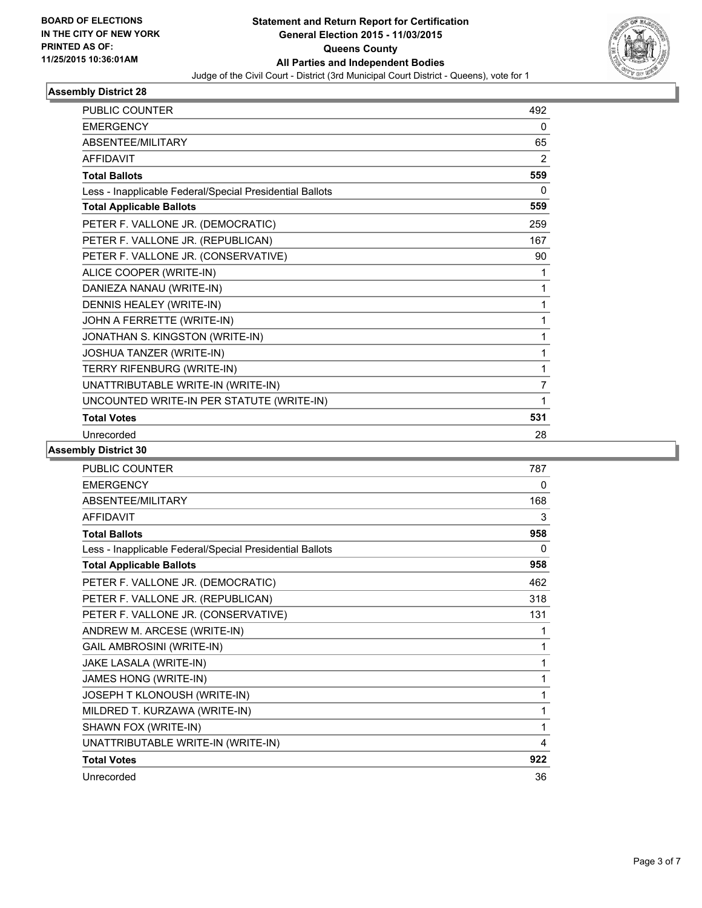**BOARD OF ELECTIONS IN THE CITY OF NEW YORK PRINTED AS OF: 11/25/2015 10:36:01AM**

# Statement and Return Report for Certification
## General Election 2015 - 11/03/2015
## Queens County
## All Parties and Independent Bodies
Judge of the Civil Court - District (3rd Municipal Court District - Queens), vote for 1

### Assembly District 28

| | |
|---|---|
| PUBLIC COUNTER | 492 |
| EMERGENCY | 0 |
| ABSENTEE/MILITARY | 65 |
| AFFIDAVIT | 2 |
| **Total Ballots** | **559** |
| Less - Inapplicable Federal/Special Presidential Ballots | 0 |
| **Total Applicable Ballots** | **559** |
| PETER F. VALLONE JR. (DEMOCRATIC) | 259 |
| PETER F. VALLONE JR. (REPUBLICAN) | 167 |
| PETER F. VALLONE JR. (CONSERVATIVE) | 90 |
| ALICE COOPER (WRITE-IN) | 1 |
| DANIEZA NANAU (WRITE-IN) | 1 |
| DENNIS HEALEY (WRITE-IN) | 1 |
| JOHN A FERRETTE (WRITE-IN) | 1 |
| JONATHAN S. KINGSTON (WRITE-IN) | 1 |
| JOSHUA TANZER (WRITE-IN) | 1 |
| TERRY RIFENBURG (WRITE-IN) | 1 |
| UNATTRIBUTABLE WRITE-IN (WRITE-IN) | 7 |
| UNCOUNTED WRITE-IN PER STATUTE (WRITE-IN) | 1 |
| **Total Votes** | **531** |
| Unrecorded | 28 |

### Assembly District 30

| | |
|---|---|
| PUBLIC COUNTER | 787 |
| EMERGENCY | 0 |
| ABSENTEE/MILITARY | 168 |
| AFFIDAVIT | 3 |
| **Total Ballots** | **958** |
| Less - Inapplicable Federal/Special Presidential Ballots | 0 |
| **Total Applicable Ballots** | **958** |
| PETER F. VALLONE JR. (DEMOCRATIC) | 462 |
| PETER F. VALLONE JR. (REPUBLICAN) | 318 |
| PETER F. VALLONE JR. (CONSERVATIVE) | 131 |
| ANDREW M. ARCESE (WRITE-IN) | 1 |
| GAIL AMBROSINI (WRITE-IN) | 1 |
| JAKE LASALA (WRITE-IN) | 1 |
| JAMES HONG (WRITE-IN) | 1 |
| JOSEPH T KLONOUSH (WRITE-IN) | 1 |
| MILDRED T. KURZAWA (WRITE-IN) | 1 |
| SHAWN FOX (WRITE-IN) | 1 |
| UNATTRIBUTABLE WRITE-IN (WRITE-IN) | 4 |
| **Total Votes** | **922** |
| Unrecorded | 36 |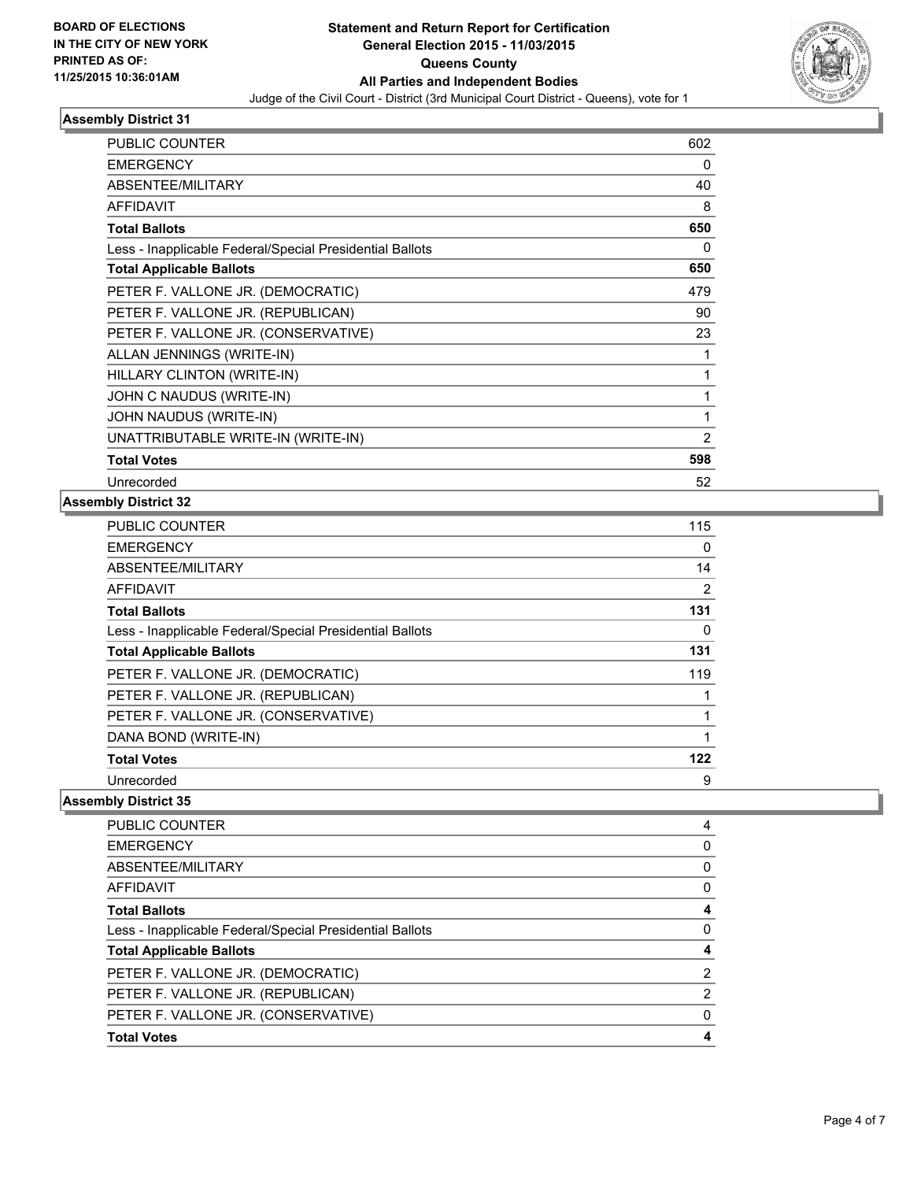BOARD OF ELECTIONS
IN THE CITY OF NEW YORK
PRINTED AS OF:
11/25/2015 10:36:01AM

**Statement and Return Report for Certification**
**General Election 2015 - 11/03/2015**
**Queens County**
**All Parties and Independent Bodies**
Judge of the Civil Court - District (3rd Municipal Court District - Queens), vote for 1

### Assembly District 31

| | |
|---|---|
| PUBLIC COUNTER | 602 |
| EMERGENCY | 0 |
| ABSENTEE/MILITARY | 40 |
| AFFIDAVIT | 8 |
| **Total Ballots** | **650** |
| Less - Inapplicable Federal/Special Presidential Ballots | 0 |
| **Total Applicable Ballots** | **650** |
| PETER F. VALLONE JR. (DEMOCRATIC) | 479 |
| PETER F. VALLONE JR. (REPUBLICAN) | 90 |
| PETER F. VALLONE JR. (CONSERVATIVE) | 23 |
| ALLAN JENNINGS (WRITE-IN) | 1 |
| HILLARY CLINTON (WRITE-IN) | 1 |
| JOHN C NAUDUS (WRITE-IN) | 1 |
| JOHN NAUDUS (WRITE-IN) | 1 |
| UNATTRIBUTABLE WRITE-IN (WRITE-IN) | 2 |
| **Total Votes** | **598** |
| Unrecorded | 52 |

### Assembly District 32

| | |
|---|---|
| PUBLIC COUNTER | 115 |
| EMERGENCY | 0 |
| ABSENTEE/MILITARY | 14 |
| AFFIDAVIT | 2 |
| **Total Ballots** | **131** |
| Less - Inapplicable Federal/Special Presidential Ballots | 0 |
| **Total Applicable Ballots** | **131** |
| PETER F. VALLONE JR. (DEMOCRATIC) | 119 |
| PETER F. VALLONE JR. (REPUBLICAN) | 1 |
| PETER F. VALLONE JR. (CONSERVATIVE) | 1 |
| DANA BOND (WRITE-IN) | 1 |
| **Total Votes** | **122** |
| Unrecorded | 9 |

### Assembly District 35

| | |
|---|---|
| PUBLIC COUNTER | 4 |
| EMERGENCY | 0 |
| ABSENTEE/MILITARY | 0 |
| AFFIDAVIT | 0 |
| **Total Ballots** | **4** |
| Less - Inapplicable Federal/Special Presidential Ballots | 0 |
| **Total Applicable Ballots** | **4** |
| PETER F. VALLONE JR. (DEMOCRATIC) | 2 |
| PETER F. VALLONE JR. (REPUBLICAN) | 2 |
| PETER F. VALLONE JR. (CONSERVATIVE) | 0 |
| **Total Votes** | **4** |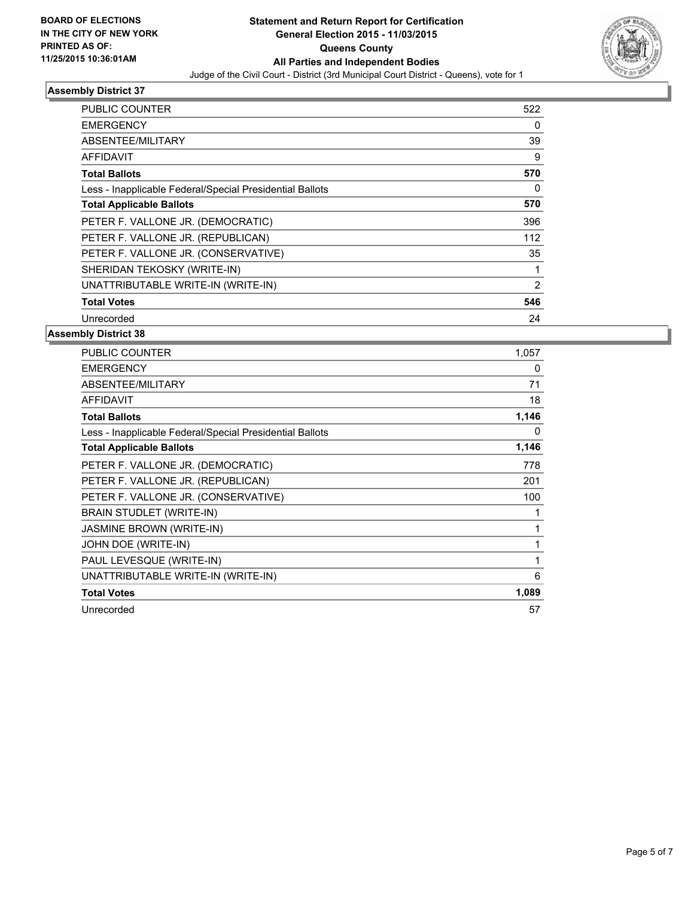**BOARD OF ELECTIONS IN THE CITY OF NEW YORK PRINTED AS OF: 11/25/2015 10:36:01AM**

**Statement and Return Report for Certification**
**General Election 2015 - 11/03/2015**
**Queens County**
**All Parties and Independent Bodies**
Judge of the Civil Court - District (3rd Municipal Court District - Queens), vote for 1

### Assembly District 37

| | |
|---|---|
| PUBLIC COUNTER | 522 |
| EMERGENCY | 0 |
| ABSENTEE/MILITARY | 39 |
| AFFIDAVIT | 9 |
| **Total Ballots** | **570** |
| Less - Inapplicable Federal/Special Presidential Ballots | 0 |
| **Total Applicable Ballots** | **570** |
| PETER F. VALLONE JR. (DEMOCRATIC) | 396 |
| PETER F. VALLONE JR. (REPUBLICAN) | 112 |
| PETER F. VALLONE JR. (CONSERVATIVE) | 35 |
| SHERIDAN TEKOSKY (WRITE-IN) | 1 |
| UNATTRIBUTABLE WRITE-IN (WRITE-IN) | 2 |
| **Total Votes** | **546** |
| Unrecorded | 24 |

### Assembly District 38

| | |
|---|---|
| PUBLIC COUNTER | 1,057 |
| EMERGENCY | 0 |
| ABSENTEE/MILITARY | 71 |
| AFFIDAVIT | 18 |
| **Total Ballots** | **1,146** |
| Less - Inapplicable Federal/Special Presidential Ballots | 0 |
| **Total Applicable Ballots** | **1,146** |
| PETER F. VALLONE JR. (DEMOCRATIC) | 778 |
| PETER F. VALLONE JR. (REPUBLICAN) | 201 |
| PETER F. VALLONE JR. (CONSERVATIVE) | 100 |
| BRAIN STUDLET (WRITE-IN) | 1 |
| JASMINE BROWN (WRITE-IN) | 1 |
| JOHN DOE (WRITE-IN) | 1 |
| PAUL LEVESQUE (WRITE-IN) | 1 |
| UNATTRIBUTABLE WRITE-IN (WRITE-IN) | 6 |
| **Total Votes** | **1,089** |
| Unrecorded | 57 |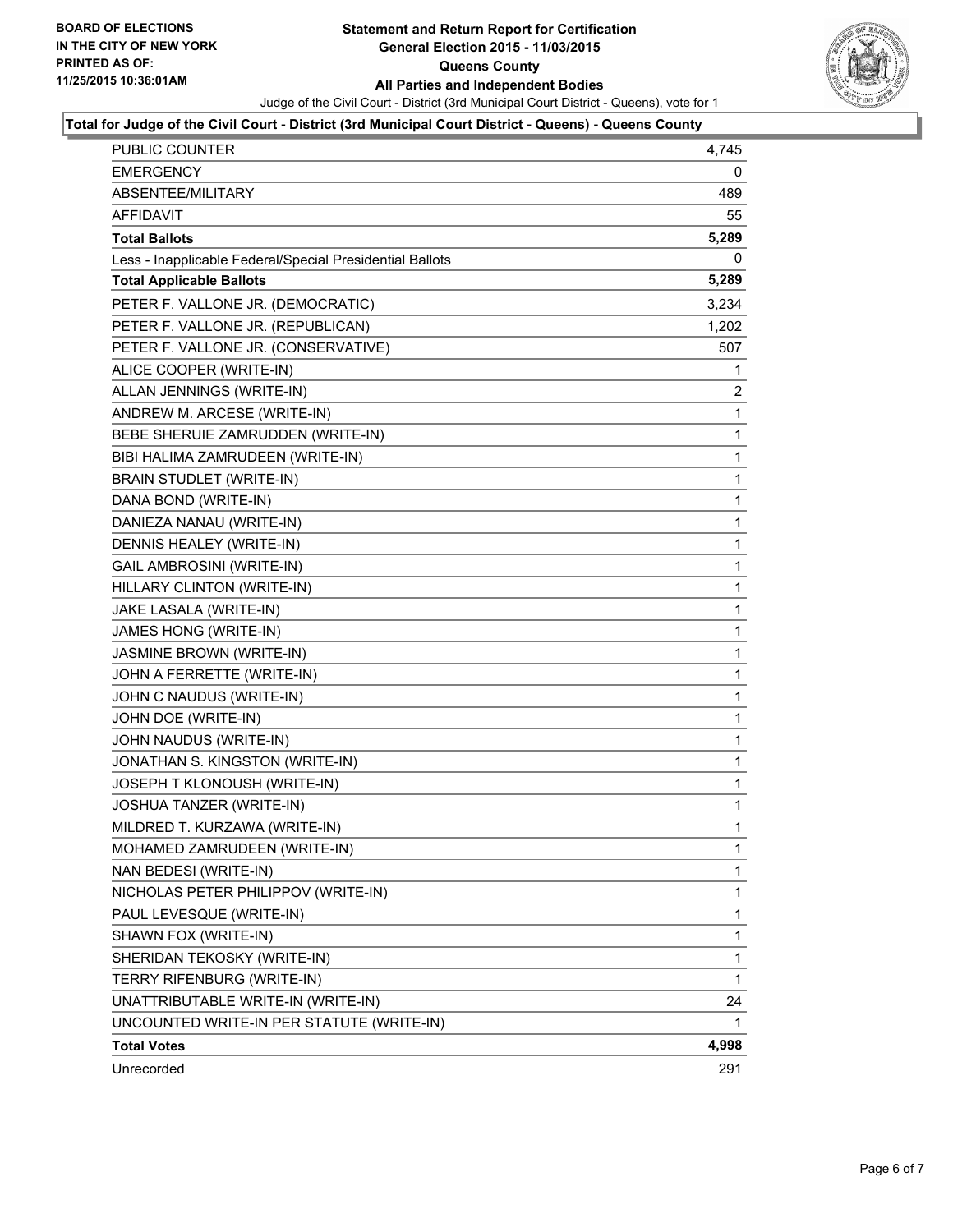**BOARD OF ELECTIONS IN THE CITY OF NEW YORK PRINTED AS OF: 11/25/2015 10:36:01AM**

# Statement and Return Report for Certification
## General Election 2015 - 11/03/2015
## Queens County
## All Parties and Independent Bodies

Judge of the Civil Court - District (3rd Municipal Court District - Queens), vote for 1

### Total for Judge of the Civil Court - District (3rd Municipal Court District - Queens) - Queens County

| | |
|---|---|
| PUBLIC COUNTER | 4,745 |
| EMERGENCY | 0 |
| ABSENTEE/MILITARY | 489 |
| AFFIDAVIT | 55 |
| **Total Ballots** | **5,289** |
| Less - Inapplicable Federal/Special Presidential Ballots | 0 |
| **Total Applicable Ballots** | **5,289** |
| PETER F. VALLONE JR. (DEMOCRATIC) | 3,234 |
| PETER F. VALLONE JR. (REPUBLICAN) | 1,202 |
| PETER F. VALLONE JR. (CONSERVATIVE) | 507 |
| ALICE COOPER (WRITE-IN) | 1 |
| ALLAN JENNINGS (WRITE-IN) | 2 |
| ANDREW M. ARCESE (WRITE-IN) | 1 |
| BEBE SHERUIE ZAMRUDDEN (WRITE-IN) | 1 |
| BIBI HALIMA ZAMRUDEEN (WRITE-IN) | 1 |
| BRAIN STUDLET (WRITE-IN) | 1 |
| DANA BOND (WRITE-IN) | 1 |
| DANIEZA NANAU (WRITE-IN) | 1 |
| DENNIS HEALEY (WRITE-IN) | 1 |
| GAIL AMBROSINI (WRITE-IN) | 1 |
| HILLARY CLINTON (WRITE-IN) | 1 |
| JAKE LASALA (WRITE-IN) | 1 |
| JAMES HONG (WRITE-IN) | 1 |
| JASMINE BROWN (WRITE-IN) | 1 |
| JOHN A FERRETTE (WRITE-IN) | 1 |
| JOHN C NAUDUS (WRITE-IN) | 1 |
| JOHN DOE (WRITE-IN) | 1 |
| JOHN NAUDUS (WRITE-IN) | 1 |
| JONATHAN S. KINGSTON (WRITE-IN) | 1 |
| JOSEPH T KLONOUSH (WRITE-IN) | 1 |
| JOSHUA TANZER (WRITE-IN) | 1 |
| MILDRED T. KURZAWA (WRITE-IN) | 1 |
| MOHAMED ZAMRUDEEN (WRITE-IN) | 1 |
| NAN BEDESI (WRITE-IN) | 1 |
| NICHOLAS PETER PHILIPPOV (WRITE-IN) | 1 |
| PAUL LEVESQUE (WRITE-IN) | 1 |
| SHAWN FOX (WRITE-IN) | 1 |
| SHERIDAN TEKOSKY (WRITE-IN) | 1 |
| TERRY RIFENBURG (WRITE-IN) | 1 |
| UNATTRIBUTABLE WRITE-IN (WRITE-IN) | 24 |
| UNCOUNTED WRITE-IN PER STATUTE (WRITE-IN) | 1 |
| **Total Votes** | **4,998** |
| Unrecorded | 291 |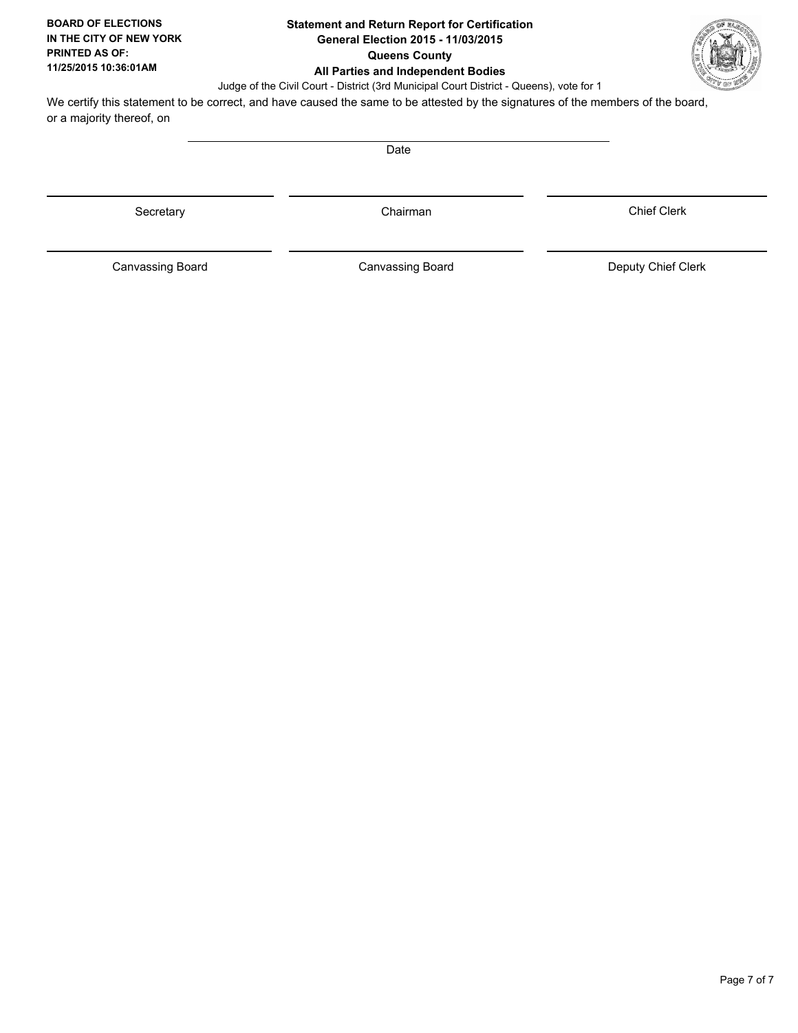**BOARD OF ELECTIONS IN THE CITY OF NEW YORK PRINTED AS OF: 11/25/2015 10:36:01AM**

**Statement and Return Report for Certification**
**General Election 2015 - 11/03/2015**
**Queens County**
**All Parties and Independent Bodies**

Judge of the Civil Court - District (3rd Municipal Court District - Queens), vote for 1

We certify this statement to be correct, and have caused the same to be attested by the signatures of the members of the board, or a majority thereof, on

Date

| | | |
|---|---|---|
| Secretary | Chairman | Chief Clerk |
| Canvassing Board | Canvassing Board | Deputy Chief Clerk |